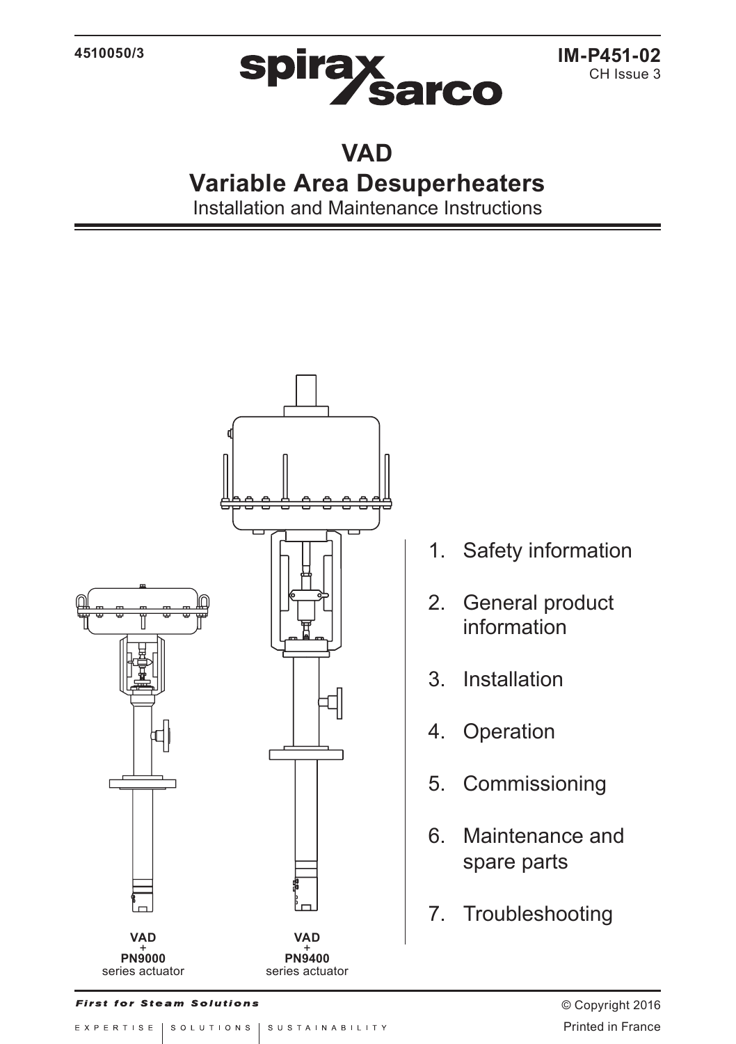4510050/3

spirax sarco

IM-P451-02
CH Issue 3

# VAD
# Variable Area Desuperheaters

Installation and Maintenance Instructions

**VAD**
**+**
**PN9000**
series actuator

**VAD**
**+**
**PN9400**
series actuator

1. Safety information
2. General product information
3. Installation
4. Operation
5. Commissioning
6. Maintenance and spare parts
7. Troubleshooting

*First for Steam Solutions*

EXPERTISE | SOLUTIONS | SUSTAINABILITY

© Copyright 2016

Printed in France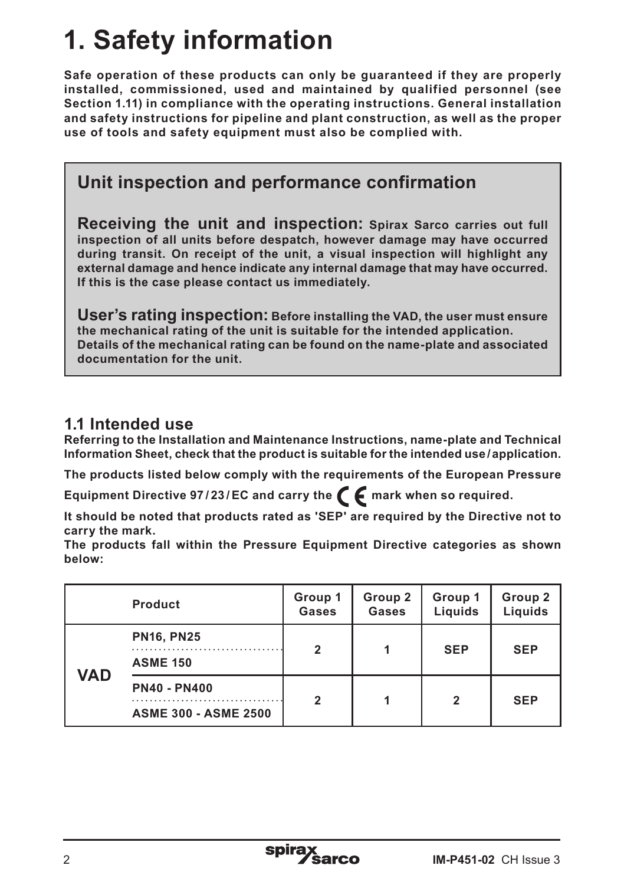# 1. Safety information

**Safe operation of these products can only be guaranteed if they are properly installed, commissioned, used and maintained by qualified personnel (see Section 1.11) in compliance with the operating instructions. General installation and safety instructions for pipeline and plant construction, as well as the proper use of tools and safety equipment must also be complied with.**

## Unit inspection and performance confirmation

**Receiving the unit and inspection:** **Spirax Sarco carries out full inspection of all units before despatch, however damage may have occurred during transit. On receipt of the unit, a visual inspection will highlight any external damage and hence indicate any internal damage that may have occurred. If this is the case please contact us immediately.**

**User's rating inspection:** **Before installing the VAD, the user must ensure the mechanical rating of the unit is suitable for the intended application. Details of the mechanical rating can be found on the name-plate and associated documentation for the unit.**

## 1.1 Intended use

**Referring to the Installation and Maintenance Instructions, name-plate and Technical Information Sheet, check that the product is suitable for the intended use / application.**

**The products listed below comply with the requirements of the European Pressure Equipment Directive 97 / 23 / EC and carry the CE mark when so required.**

**It should be noted that products rated as 'SEP' are required by the Directive not to carry the mark.**

**The products fall within the Pressure Equipment Directive categories as shown below:**

| | Product | Group 1 Gases | Group 2 Gases | Group 1 Liquids | Group 2 Liquids |
|---|---|---|---|---|---|
| VAD | PN16, PN25 / ASME 150 | 2 | 1 | SEP | SEP |
| | PN40 - PN400 / ASME 300 - ASME 2500 | 2 | 1 | 2 | SEP |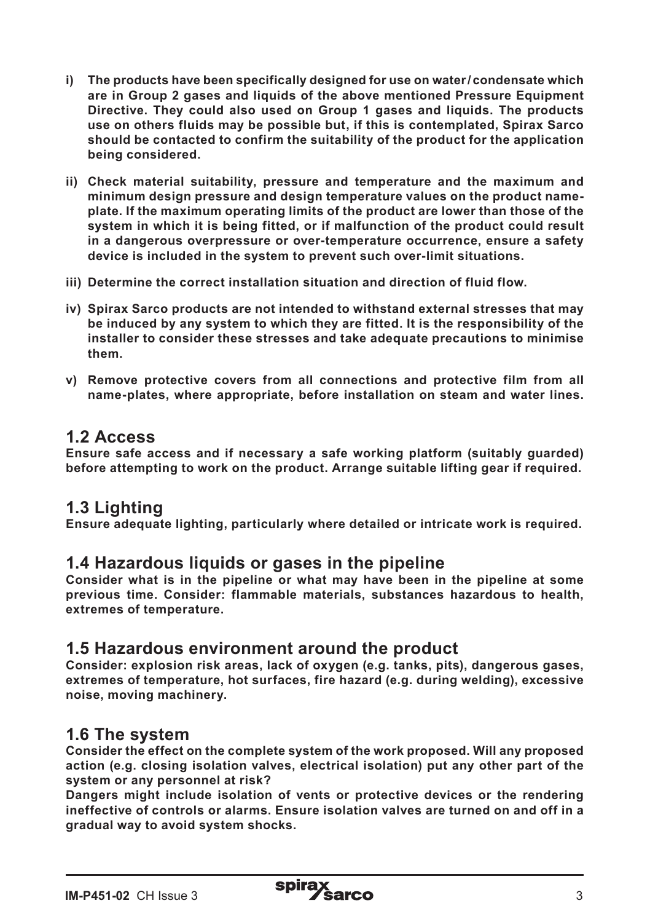**i) The products have been specifically designed for use on water / condensate which are in Group 2 gases and liquids of the above mentioned Pressure Equipment Directive. They could also used on Group 1 gases and liquids. The products use on others fluids may be possible but, if this is contemplated, Spirax Sarco should be contacted to confirm the suitability of the product for the application being considered.**

**ii) Check material suitability, pressure and temperature and the maximum and minimum design pressure and design temperature values on the product name-plate. If the maximum operating limits of the product are lower than those of the system in which it is being fitted, or if malfunction of the product could result in a dangerous overpressure or over-temperature occurrence, ensure a safety device is included in the system to prevent such over-limit situations.**

**iii) Determine the correct installation situation and direction of fluid flow.**

**iv) Spirax Sarco products are not intended to withstand external stresses that may be induced by any system to which they are fitted. It is the responsibility of the installer to consider these stresses and take adequate precautions to minimise them.**

**v) Remove protective covers from all connections and protective film from all name-plates, where appropriate, before installation on steam and water lines.**

## 1.2 Access

**Ensure safe access and if necessary a safe working platform (suitably guarded) before attempting to work on the product. Arrange suitable lifting gear if required.**

## 1.3 Lighting

**Ensure adequate lighting, particularly where detailed or intricate work is required.**

## 1.4 Hazardous liquids or gases in the pipeline

**Consider what is in the pipeline or what may have been in the pipeline at some previous time. Consider: flammable materials, substances hazardous to health, extremes of temperature.**

## 1.5 Hazardous environment around the product

**Consider: explosion risk areas, lack of oxygen (e.g. tanks, pits), dangerous gases, extremes of temperature, hot surfaces, fire hazard (e.g. during welding), excessive noise, moving machinery.**

## 1.6 The system

**Consider the effect on the complete system of the work proposed. Will any proposed action (e.g. closing isolation valves, electrical isolation) put any other part of the system or any personnel at risk?**
**Dangers might include isolation of vents or protective devices or the rendering ineffective of controls or alarms. Ensure isolation valves are turned on and off in a gradual way to avoid system shocks.**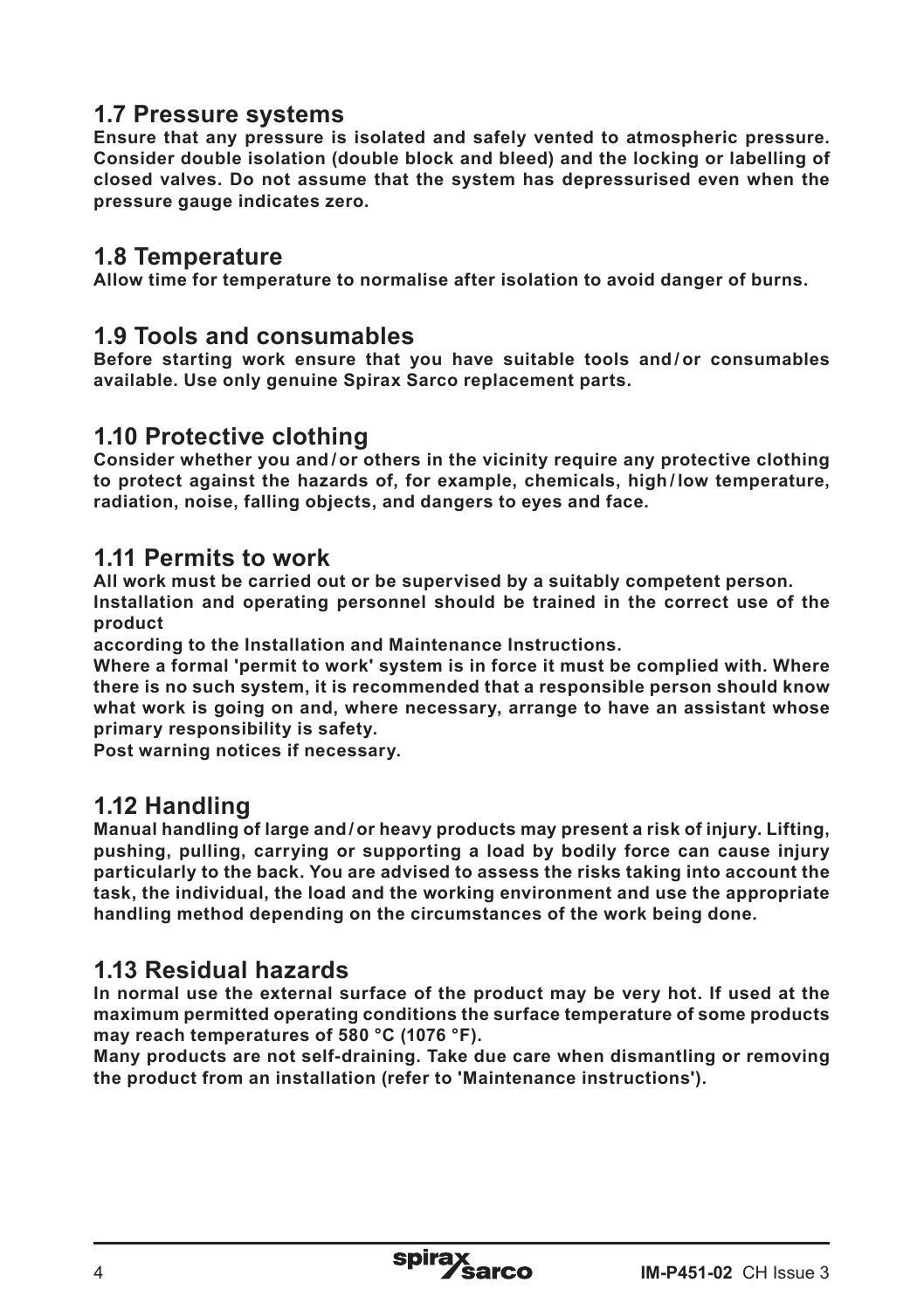## 1.7 Pressure systems

**Ensure that any pressure is isolated and safely vented to atmospheric pressure. Consider double isolation (double block and bleed) and the locking or labelling of closed valves. Do not assume that the system has depressurised even when the pressure gauge indicates zero.**

## 1.8 Temperature

**Allow time for temperature to normalise after isolation to avoid danger of burns.**

## 1.9 Tools and consumables

**Before starting work ensure that you have suitable tools and / or consumables available. Use only genuine Spirax Sarco replacement parts.**

## 1.10 Protective clothing

**Consider whether you and / or others in the vicinity require any protective clothing to protect against the hazards of, for example, chemicals, high / low temperature, radiation, noise, falling objects, and dangers to eyes and face.**

## 1.11 Permits to work

**All work must be carried out or be supervised by a suitably competent person.**
**Installation and operating personnel should be trained in the correct use of the product**
**according to the Installation and Maintenance Instructions.**
**Where a formal 'permit to work' system is in force it must be complied with. Where there is no such system, it is recommended that a responsible person should know what work is going on and, where necessary, arrange to have an assistant whose primary responsibility is safety.**
**Post warning notices if necessary.**

## 1.12 Handling

**Manual handling of large and / or heavy products may present a risk of injury. Lifting, pushing, pulling, carrying or supporting a load by bodily force can cause injury particularly to the back. You are advised to assess the risks taking into account the task, the individual, the load and the working environment and use the appropriate handling method depending on the circumstances of the work being done.**

## 1.13 Residual hazards

**In normal use the external surface of the product may be very hot. If used at the maximum permitted operating conditions the surface temperature of some products may reach temperatures of 580 °C (1076 °F).**
**Many products are not self-draining. Take due care when dismantling or removing the product from an installation (refer to 'Maintenance instructions').**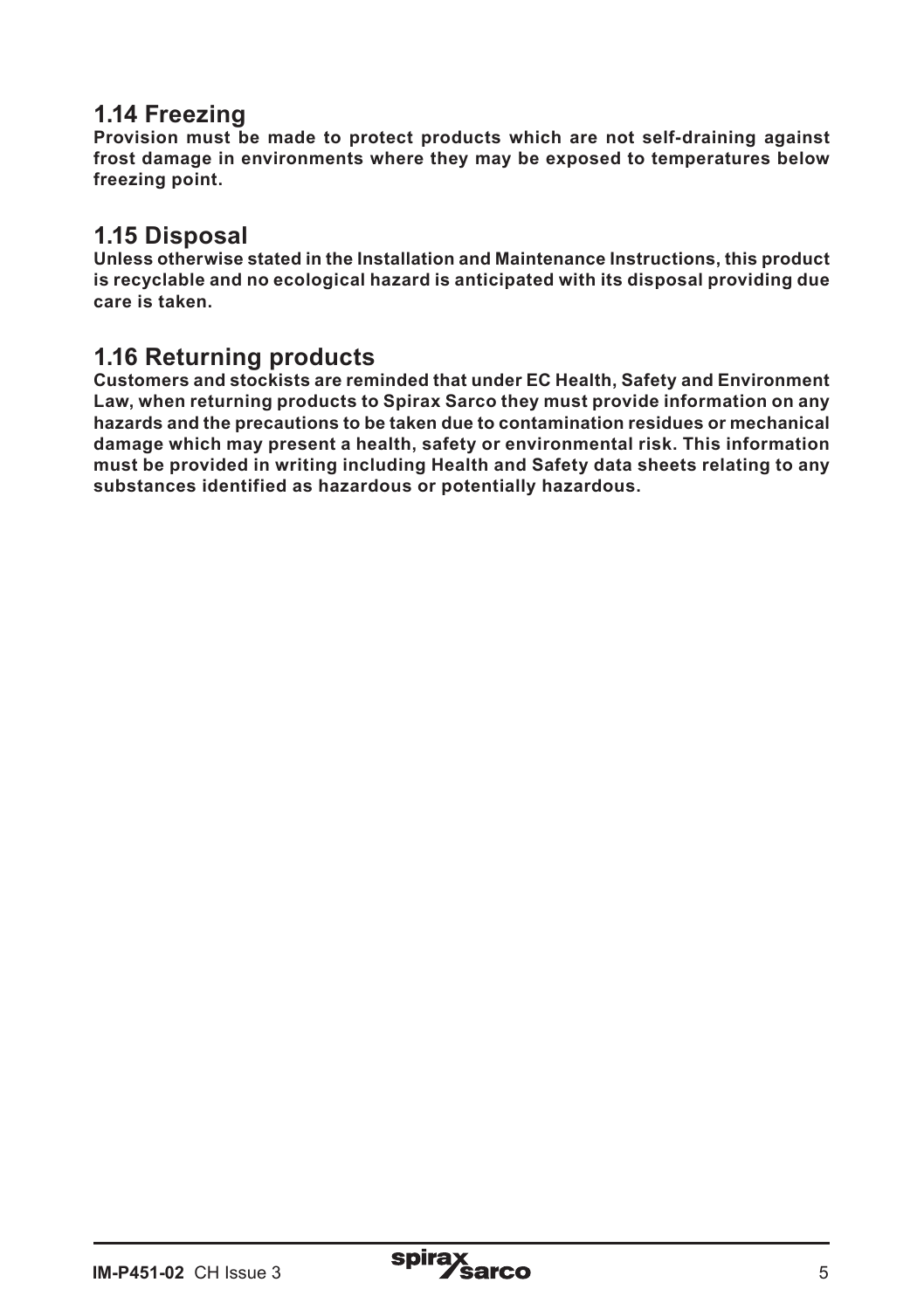## 1.14 Freezing

**Provision must be made to protect products which are not self-draining against frost damage in environments where they may be exposed to temperatures below freezing point.**

## 1.15 Disposal

**Unless otherwise stated in the Installation and Maintenance Instructions, this product is recyclable and no ecological hazard is anticipated with its disposal providing due care is taken.**

## 1.16 Returning products

**Customers and stockists are reminded that under EC Health, Safety and Environment Law, when returning products to Spirax Sarco they must provide information on any hazards and the precautions to be taken due to contamination residues or mechanical damage which may present a health, safety or environmental risk. This information must be provided in writing including Health and Safety data sheets relating to any substances identified as hazardous or potentially hazardous.**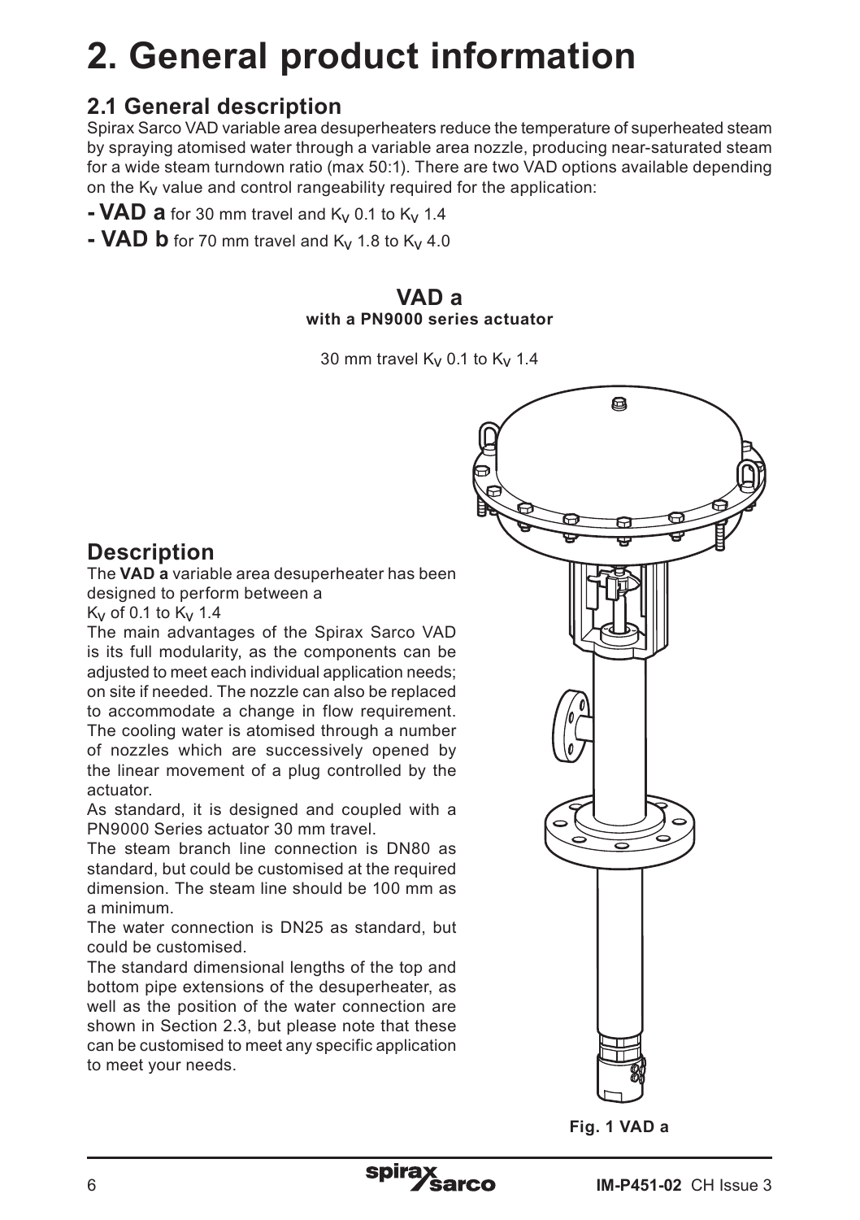# 2. General product information

## 2.1 General description

Spirax Sarco VAD variable area desuperheaters reduce the temperature of superheated steam by spraying atomised water through a variable area nozzle, producing near-saturated steam for a wide steam turndown ratio (max 50:1). There are two VAD options available depending on the $K_V$ value and control rangeability required for the application:

- **VAD a** for 30 mm travel and $K_V$ 0.1 to $K_V$ 1.4
- **VAD b** for 70 mm travel and $K_V$ 1.8 to $K_V$ 4.0

**VAD a**
**with a PN9000 series actuator**

30 mm travel $K_V$ 0.1 to $K_V$ 1.4

## Description

The **VAD a** variable area desuperheater has been designed to perform between a $K_V$ of 0.1 to $K_V$ 1.4

The main advantages of the Spirax Sarco VAD is its full modularity, as the components can be adjusted to meet each individual application needs; on site if needed. The nozzle can also be replaced to accommodate a change in flow requirement. The cooling water is atomised through a number of nozzles which are successively opened by the linear movement of a plug controlled by the actuator.

As standard, it is designed and coupled with a PN9000 Series actuator 30 mm travel.

The steam branch line connection is DN80 as standard, but could be customised at the required dimension. The steam line should be 100 mm as a minimum.

The water connection is DN25 as standard, but could be customised.

The standard dimensional lengths of the top and bottom pipe extensions of the desuperheater, as well as the position of the water connection are shown in Section 2.3, but please note that these can be customised to meet any specific application to meet your needs.

**Fig. 1 VAD a**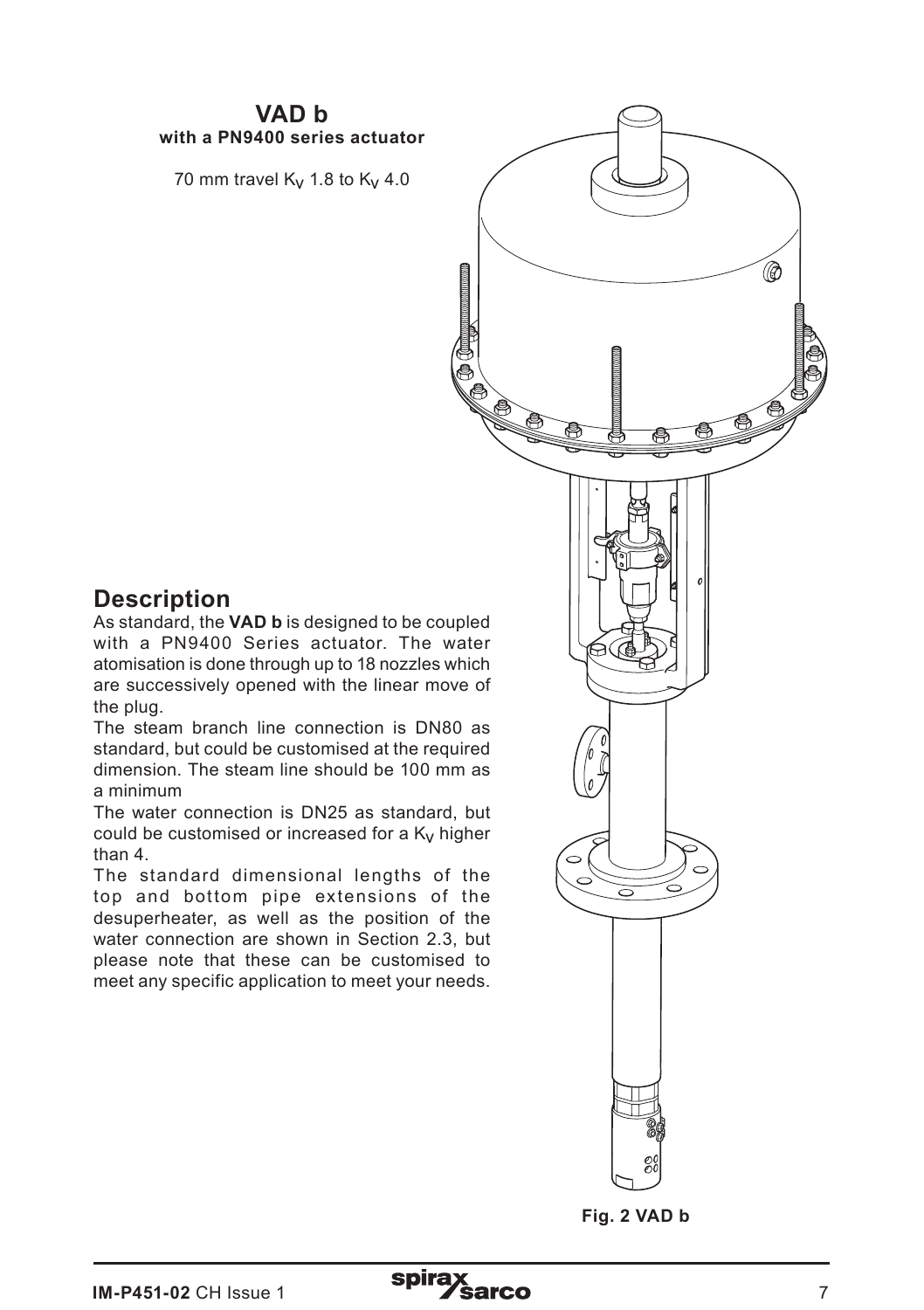## VAD b

**with a PN9400 series actuator**

70 mm travel $K_V$ 1.8 to $K_V$ 4.0

## Description

As standard, the **VAD b** is designed to be coupled with a PN9400 Series actuator. The water atomisation is done through up to 18 nozzles which are successively opened with the linear move of the plug.

The steam branch line connection is DN80 as standard, but could be customised at the required dimension. The steam line should be 100 mm as a minimum

The water connection is DN25 as standard, but could be customised or increased for a $K_V$ higher than 4.

The standard dimensional lengths of the top and bottom pipe extensions of the desuperheater, as well as the position of the water connection are shown in Section 2.3, but please note that these can be customised to meet any specific application to meet your needs.

**Fig. 2 VAD b**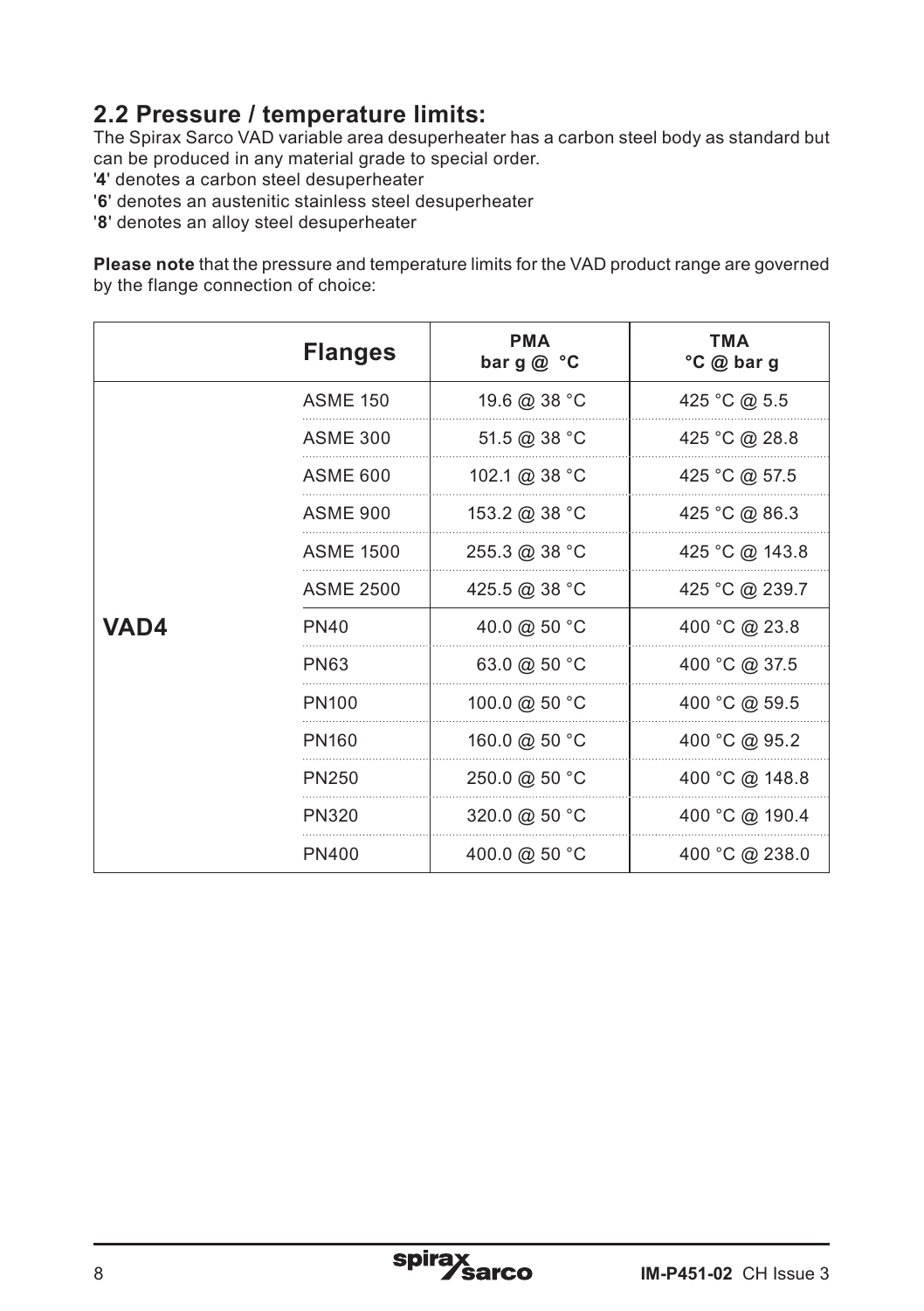## 2.2 Pressure / temperature limits:

The Spirax Sarco VAD variable area desuperheater has a carbon steel body as standard but can be produced in any material grade to special order.

'**4**' denotes a carbon steel desuperheater

'**6**' denotes an austenitic stainless steel desuperheater

'**8**' denotes an alloy steel desuperheater

**Please note** that the pressure and temperature limits for the VAD product range are governed by the flange connection of choice:

| | Flanges | PMA bar g @ °C | TMA °C @ bar g |
|---|---|---|---|
| VAD4 | ASME 150 | 19.6 @ 38 °C | 425 °C @ 5.5 |
| | ASME 300 | 51.5 @ 38 °C | 425 °C @ 28.8 |
| | ASME 600 | 102.1 @ 38 °C | 425 °C @ 57.5 |
| | ASME 900 | 153.2 @ 38 °C | 425 °C @ 86.3 |
| | ASME 1500 | 255.3 @ 38 °C | 425 °C @ 143.8 |
| | ASME 2500 | 425.5 @ 38 °C | 425 °C @ 239.7 |
| | PN40 | 40.0 @ 50 °C | 400 °C @ 23.8 |
| | PN63 | 63.0 @ 50 °C | 400 °C @ 37.5 |
| | PN100 | 100.0 @ 50 °C | 400 °C @ 59.5 |
| | PN160 | 160.0 @ 50 °C | 400 °C @ 95.2 |
| | PN250 | 250.0 @ 50 °C | 400 °C @ 148.8 |
| | PN320 | 320.0 @ 50 °C | 400 °C @ 190.4 |
| | PN400 | 400.0 @ 50 °C | 400 °C @ 238.0 |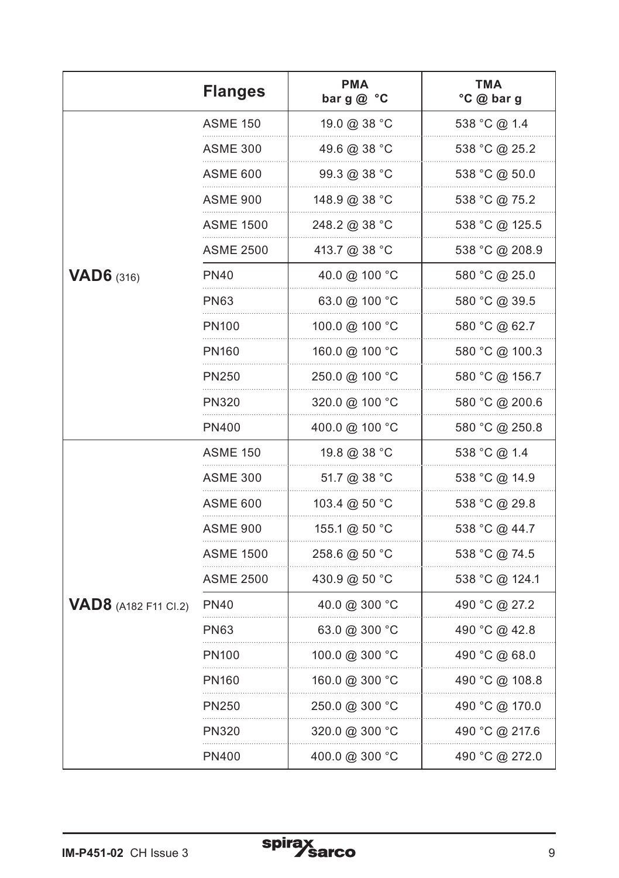| | Flanges | PMA bar g @ °C | TMA °C @ bar g |
|---|---|---|---|
| **VAD6** (316) | ASME 150 | 19.0 @ 38 °C | 538 °C @ 1.4 |
| | ASME 300 | 49.6 @ 38 °C | 538 °C @ 25.2 |
| | ASME 600 | 99.3 @ 38 °C | 538 °C @ 50.0 |
| | ASME 900 | 148.9 @ 38 °C | 538 °C @ 75.2 |
| | ASME 1500 | 248.2 @ 38 °C | 538 °C @ 125.5 |
| | ASME 2500 | 413.7 @ 38 °C | 538 °C @ 208.9 |
| | PN40 | 40.0 @ 100 °C | 580 °C @ 25.0 |
| | PN63 | 63.0 @ 100 °C | 580 °C @ 39.5 |
| | PN100 | 100.0 @ 100 °C | 580 °C @ 62.7 |
| | PN160 | 160.0 @ 100 °C | 580 °C @ 100.3 |
| | PN250 | 250.0 @ 100 °C | 580 °C @ 156.7 |
| | PN320 | 320.0 @ 100 °C | 580 °C @ 200.6 |
| | PN400 | 400.0 @ 100 °C | 580 °C @ 250.8 |
| **VAD8** (A182 F11 Cl.2) | ASME 150 | 19.8 @ 38 °C | 538 °C @ 1.4 |
| | ASME 300 | 51.7 @ 38 °C | 538 °C @ 14.9 |
| | ASME 600 | 103.4 @ 50 °C | 538 °C @ 29.8 |
| | ASME 900 | 155.1 @ 50 °C | 538 °C @ 44.7 |
| | ASME 1500 | 258.6 @ 50 °C | 538 °C @ 74.5 |
| | ASME 2500 | 430.9 @ 50 °C | 538 °C @ 124.1 |
| | PN40 | 40.0 @ 300 °C | 490 °C @ 27.2 |
| | PN63 | 63.0 @ 300 °C | 490 °C @ 42.8 |
| | PN100 | 100.0 @ 300 °C | 490 °C @ 68.0 |
| | PN160 | 160.0 @ 300 °C | 490 °C @ 108.8 |
| | PN250 | 250.0 @ 300 °C | 490 °C @ 170.0 |
| | PN320 | 320.0 @ 300 °C | 490 °C @ 217.6 |
| | PN400 | 400.0 @ 300 °C | 490 °C @ 272.0 |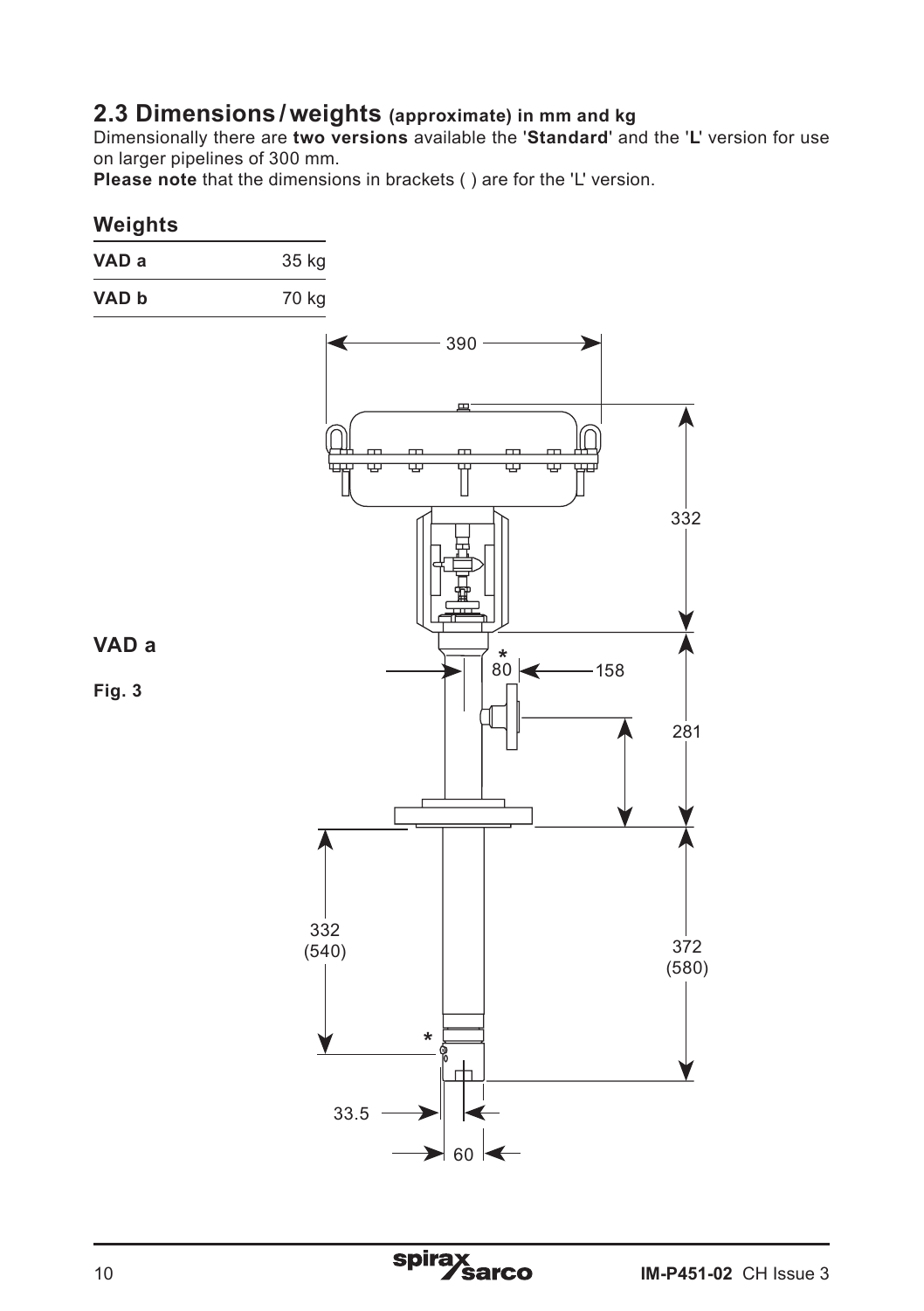## 2.3 Dimensions / weights (approximate) in mm and kg

Dimensionally there are **two versions** available the '**Standard**' and the '**L**' version for use on larger pipelines of 300 mm.

**Please note** that the dimensions in brackets ( ) are for the 'L' version.

### Weights

| | |
|---|---|
| **VAD a** | 35 kg |
| **VAD b** | 70 kg |

**VAD a**

**Fig. 3**

390

332

\*
80

158

281

332
(540)

372
(580)

\*

33.5

60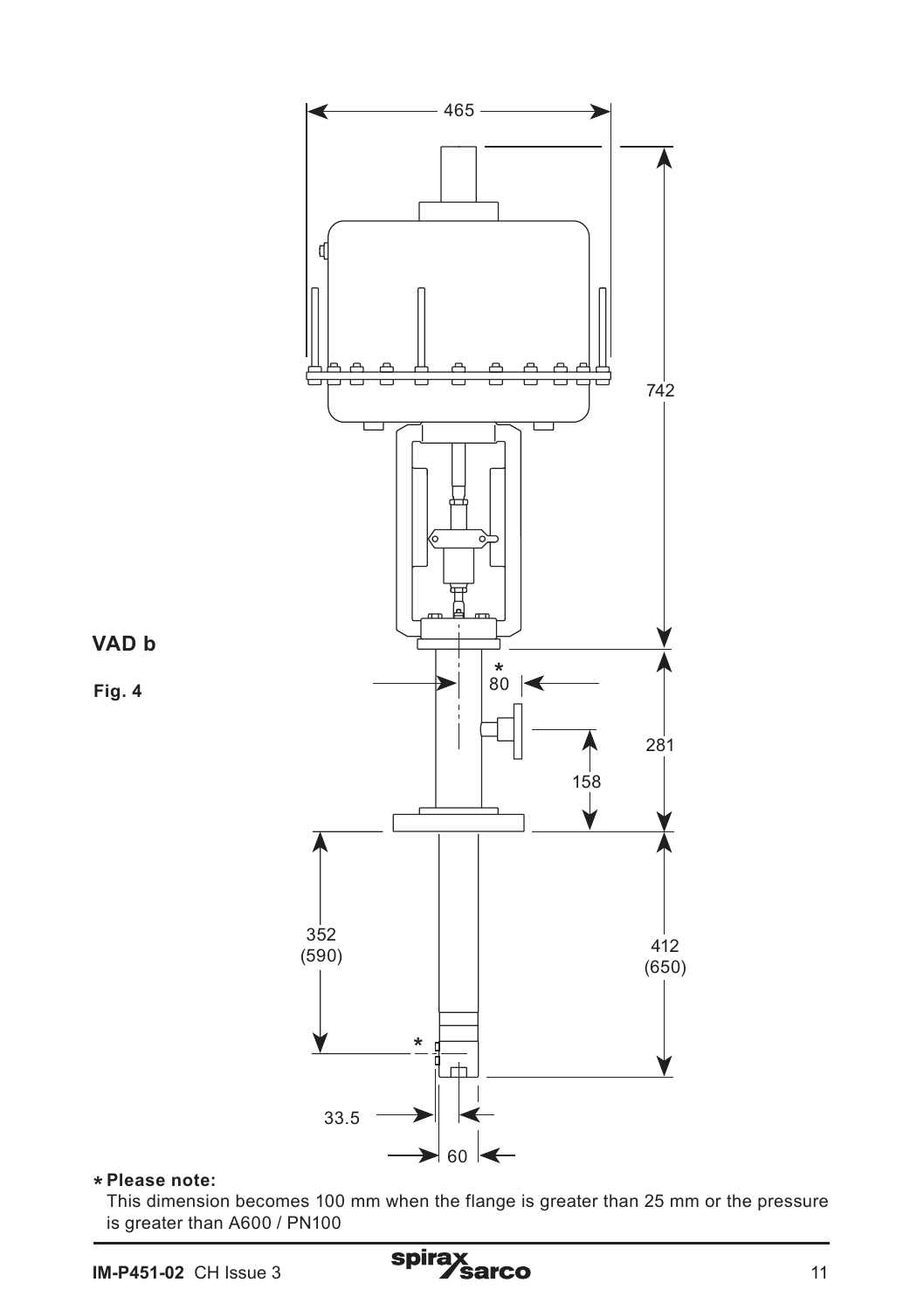**VAD b**

**Fig. 4**

465

742

\*
80

281

158

352
(590)

412
(650)

\*

33.5

60

**\* Please note:**
This dimension becomes 100 mm when the flange is greater than 25 mm or the pressure is greater than A600 / PN100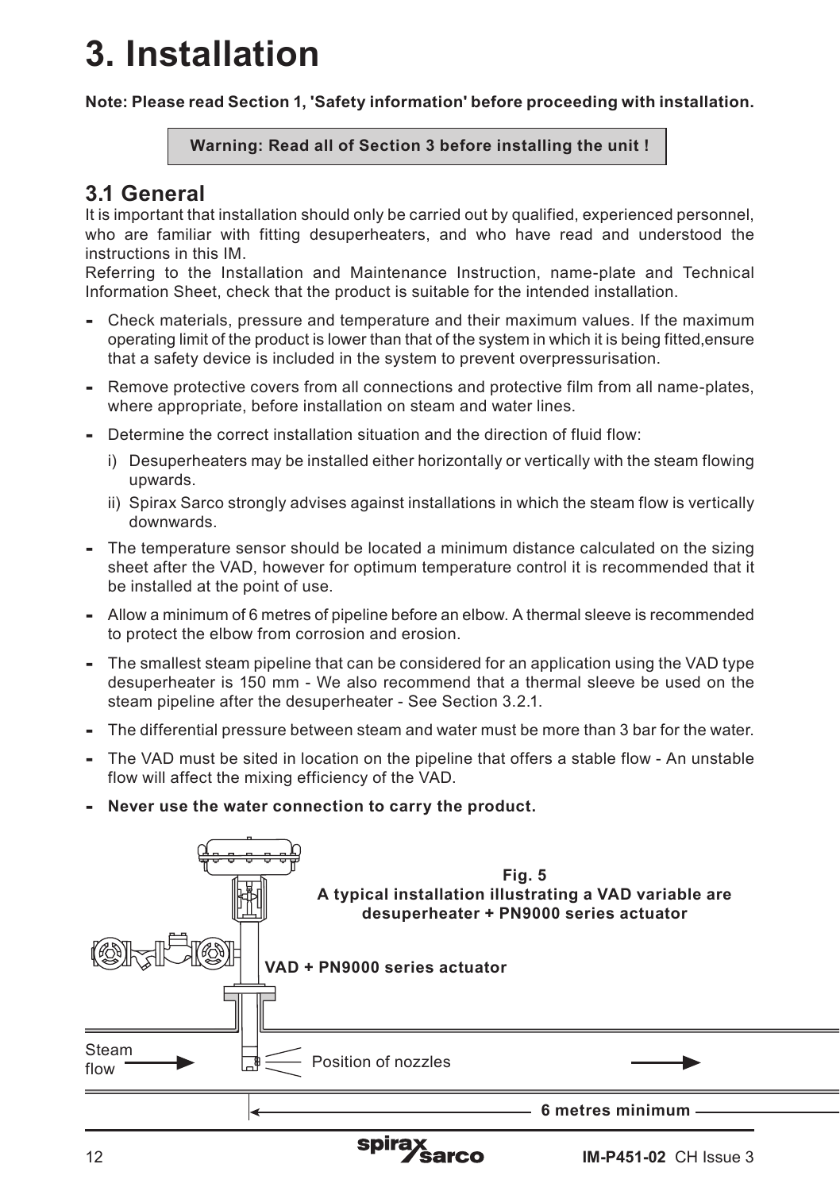# 3. Installation

**Note: Please read Section 1, 'Safety information' before proceeding with installation.**

**Warning: Read all of Section 3 before installing the unit !**

## 3.1 General

It is important that installation should only be carried out by qualified, experienced personnel, who are familiar with fitting desuperheaters, and who have read and understood the instructions in this IM.

Referring to the Installation and Maintenance Instruction, name-plate and Technical Information Sheet, check that the product is suitable for the intended installation.

- Check materials, pressure and temperature and their maximum values. If the maximum operating limit of the product is lower than that of the system in which it is being fitted,ensure that a safety device is included in the system to prevent overpressurisation.
- Remove protective covers from all connections and protective film from all name-plates, where appropriate, before installation on steam and water lines.
- Determine the correct installation situation and the direction of fluid flow:
  - i) Desuperheaters may be installed either horizontally or vertically with the steam flowing upwards.
  - ii) Spirax Sarco strongly advises against installations in which the steam flow is vertically downwards.
- The temperature sensor should be located a minimum distance calculated on the sizing sheet after the VAD, however for optimum temperature control it is recommended that it be installed at the point of use.
- Allow a minimum of 6 metres of pipeline before an elbow. A thermal sleeve is recommended to protect the elbow from corrosion and erosion.
- The smallest steam pipeline that can be considered for an application using the VAD type desuperheater is 150 mm - We also recommend that a thermal sleeve be used on the steam pipeline after the desuperheater - See Section 3.2.1.
- The differential pressure between steam and water must be more than 3 bar for the water.
- The VAD must be sited in location on the pipeline that offers a stable flow - An unstable flow will affect the mixing efficiency of the VAD.
- **Never use the water connection to carry the product.**

**Fig. 5**
**A typical installation illustrating a VAD variable are desuperheater + PN9000 series actuator**

**VAD + PN9000 series actuator**

Steam flow

Position of nozzles

**6 metres minimum**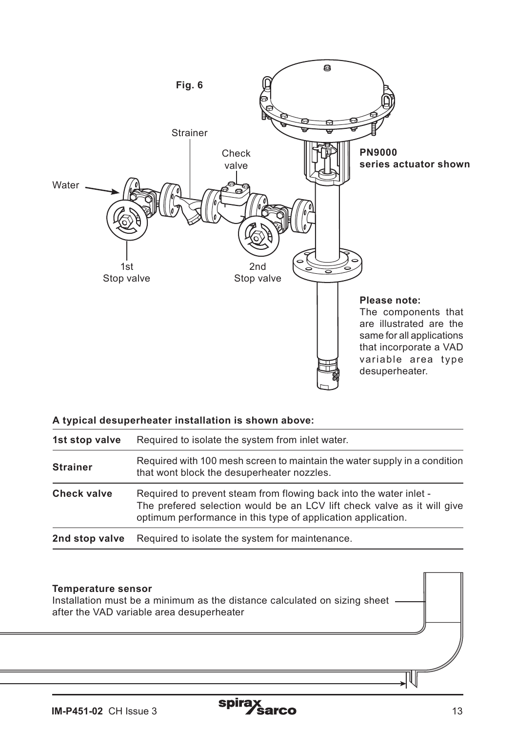**Fig. 6**

Strainer

Check valve

Water

**PN9000 series actuator shown**

1st Stop valve

2nd Stop valve

**Please note:**
The components that are illustrated are the same for all applications that incorporate a VAD variable area type desuperheater.

**A typical desuperheater installation is shown above:**

| | |
|---|---|
| **1st stop valve** | Required to isolate the system from inlet water. |
| **Strainer** | Required with 100 mesh screen to maintain the water supply in a condition that wont block the desuperheater nozzles. |
| **Check valve** | Required to prevent steam from flowing back into the water inlet - The prefered selection would be an LCV lift check valve as it will give optimum performance in this type of application application. |
| **2nd stop valve** | Required to isolate the system for maintenance. |

**Temperature sensor**
Installation must be a minimum as the distance calculated on sizing sheet after the VAD variable area desuperheater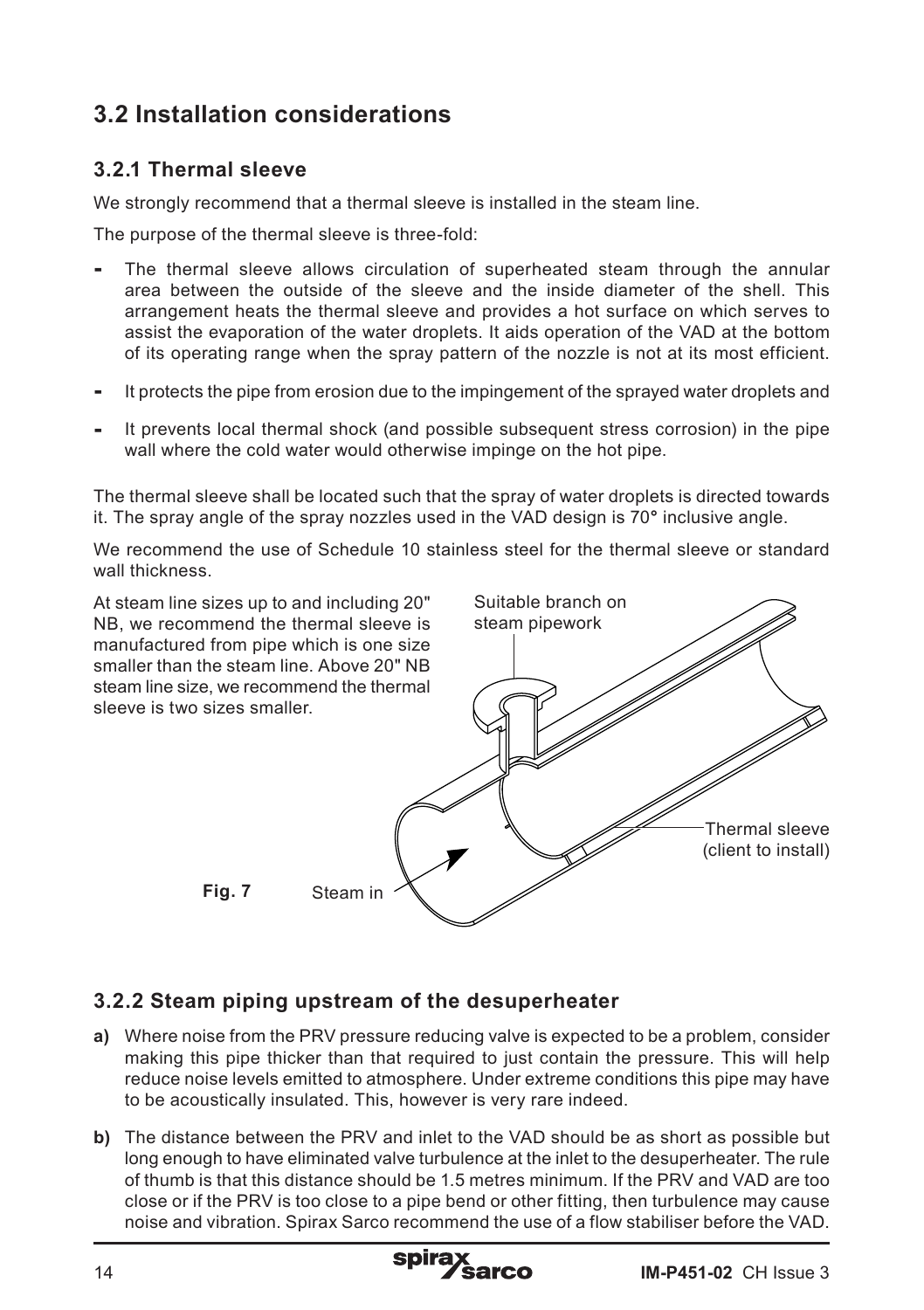## 3.2 Installation considerations

### 3.2.1 Thermal sleeve

We strongly recommend that a thermal sleeve is installed in the steam line.

The purpose of the thermal sleeve is three-fold:

- The thermal sleeve allows circulation of superheated steam through the annular area between the outside of the sleeve and the inside diameter of the shell. This arrangement heats the thermal sleeve and provides a hot surface on which serves to assist the evaporation of the water droplets. It aids operation of the VAD at the bottom of its operating range when the spray pattern of the nozzle is not at its most efficient.
- It protects the pipe from erosion due to the impingement of the sprayed water droplets and
- It prevents local thermal shock (and possible subsequent stress corrosion) in the pipe wall where the cold water would otherwise impinge on the hot pipe.

The thermal sleeve shall be located such that the spray of water droplets is directed towards it. The spray angle of the spray nozzles used in the VAD design is 70° inclusive angle.

We recommend the use of Schedule 10 stainless steel for the thermal sleeve or standard wall thickness.

At steam line sizes up to and including 20" NB, we recommend the thermal sleeve is manufactured from pipe which is one size smaller than the steam line. Above 20" NB steam line size, we recommend the thermal sleeve is two sizes smaller.

Suitable branch on steam pipework

Thermal sleeve (client to install)

Steam in

**Fig. 7**

### 3.2.2 Steam piping upstream of the desuperheater

**a)** Where noise from the PRV pressure reducing valve is expected to be a problem, consider making this pipe thicker than that required to just contain the pressure. This will help reduce noise levels emitted to atmosphere. Under extreme conditions this pipe may have to be acoustically insulated. This, however is very rare indeed.

**b)** The distance between the PRV and inlet to the VAD should be as short as possible but long enough to have eliminated valve turbulence at the inlet to the desuperheater. The rule of thumb is that this distance should be 1.5 metres minimum. If the PRV and VAD are too close or if the PRV is too close to a pipe bend or other fitting, then turbulence may cause noise and vibration. Spirax Sarco recommend the use of a flow stabiliser before the VAD.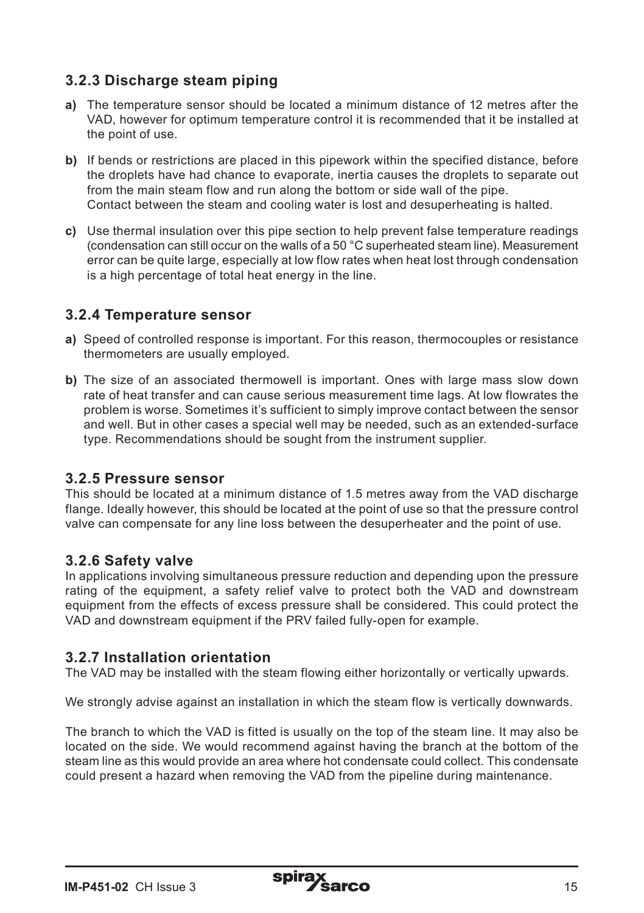### 3.2.3 Discharge steam piping

**a)** The temperature sensor should be located a minimum distance of 12 metres after the VAD, however for optimum temperature control it is recommended that it be installed at the point of use.

**b)** If bends or restrictions are placed in this pipework within the specified distance, before the droplets have had chance to evaporate, inertia causes the droplets to separate out from the main steam flow and run along the bottom or side wall of the pipe.
Contact between the steam and cooling water is lost and desuperheating is halted.

**c)** Use thermal insulation over this pipe section to help prevent false temperature readings (condensation can still occur on the walls of a 50 °C superheated steam line). Measurement error can be quite large, especially at low flow rates when heat lost through condensation is a high percentage of total heat energy in the line.

### 3.2.4 Temperature sensor

**a)** Speed of controlled response is important. For this reason, thermocouples or resistance thermometers are usually employed.

**b)** The size of an associated thermowell is important. Ones with large mass slow down rate of heat transfer and can cause serious measurement time lags. At low flowrates the problem is worse. Sometimes it's sufficient to simply improve contact between the sensor and well. But in other cases a special well may be needed, such as an extended-surface type. Recommendations should be sought from the instrument supplier.

### 3.2.5 Pressure sensor

This should be located at a minimum distance of 1.5 metres away from the VAD discharge flange. Ideally however, this should be located at the point of use so that the pressure control valve can compensate for any line loss between the desuperheater and the point of use.

### 3.2.6 Safety valve

In applications involving simultaneous pressure reduction and depending upon the pressure rating of the equipment, a safety relief valve to protect both the VAD and downstream equipment from the effects of excess pressure shall be considered. This could protect the VAD and downstream equipment if the PRV failed fully-open for example.

### 3.2.7 Installation orientation

The VAD may be installed with the steam flowing either horizontally or vertically upwards.

We strongly advise against an installation in which the steam flow is vertically downwards.

The branch to which the VAD is fitted is usually on the top of the steam line. It may also be located on the side. We would recommend against having the branch at the bottom of the steam line as this would provide an area where hot condensate could collect. This condensate could present a hazard when removing the VAD from the pipeline during maintenance.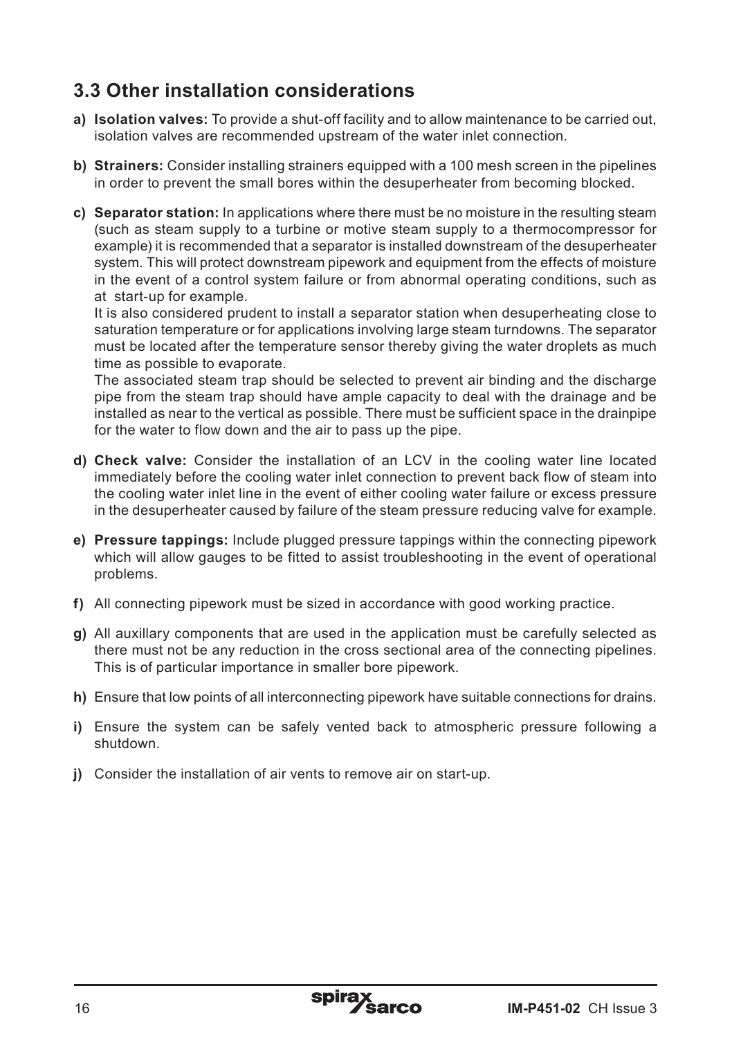## 3.3 Other installation considerations

**a) Isolation valves:** To provide a shut-off facility and to allow maintenance to be carried out, isolation valves are recommended upstream of the water inlet connection.

**b) Strainers:** Consider installing strainers equipped with a 100 mesh screen in the pipelines in order to prevent the small bores within the desuperheater from becoming blocked.

**c) Separator station:** In applications where there must be no moisture in the resulting steam (such as steam supply to a turbine or motive steam supply to a thermocompressor for example) it is recommended that a separator is installed downstream of the desuperheater system. This will protect downstream pipework and equipment from the effects of moisture in the event of a control system failure or from abnormal operating conditions, such as at start-up for example.

It is also considered prudent to install a separator station when desuperheating close to saturation temperature or for applications involving large steam turndowns. The separator must be located after the temperature sensor thereby giving the water droplets as much time as possible to evaporate.

The associated steam trap should be selected to prevent air binding and the discharge pipe from the steam trap should have ample capacity to deal with the drainage and be installed as near to the vertical as possible. There must be sufficient space in the drainpipe for the water to flow down and the air to pass up the pipe.

**d) Check valve:** Consider the installation of an LCV in the cooling water line located immediately before the cooling water inlet connection to prevent back flow of steam into the cooling water inlet line in the event of either cooling water failure or excess pressure in the desuperheater caused by failure of the steam pressure reducing valve for example.

**e) Pressure tappings:** Include plugged pressure tappings within the connecting pipework which will allow gauges to be fitted to assist troubleshooting in the event of operational problems.

**f)** All connecting pipework must be sized in accordance with good working practice.

**g)** All auxillary components that are used in the application must be carefully selected as there must not be any reduction in the cross sectional area of the connecting pipelines. This is of particular importance in smaller bore pipework.

**h)** Ensure that low points of all interconnecting pipework have suitable connections for drains.

**i)** Ensure the system can be safely vented back to atmospheric pressure following a shutdown.

**j)** Consider the installation of air vents to remove air on start-up.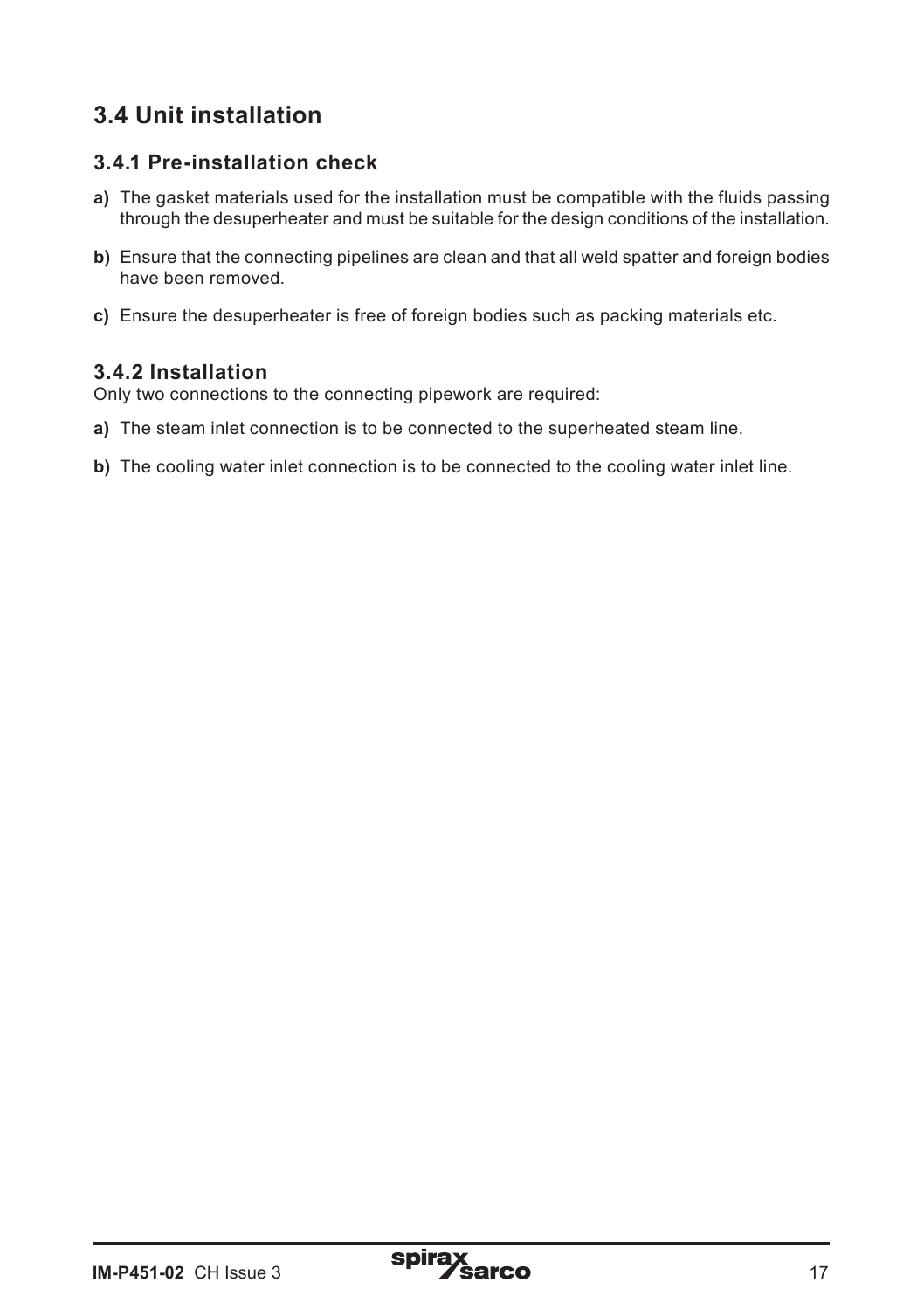## 3.4 Unit installation

### 3.4.1 Pre-installation check

**a)** The gasket materials used for the installation must be compatible with the fluids passing through the desuperheater and must be suitable for the design conditions of the installation.

**b)** Ensure that the connecting pipelines are clean and that all weld spatter and foreign bodies have been removed.

**c)** Ensure the desuperheater is free of foreign bodies such as packing materials etc.

### 3.4.2 Installation

Only two connections to the connecting pipework are required:

**a)** The steam inlet connection is to be connected to the superheated steam line.

**b)** The cooling water inlet connection is to be connected to the cooling water inlet line.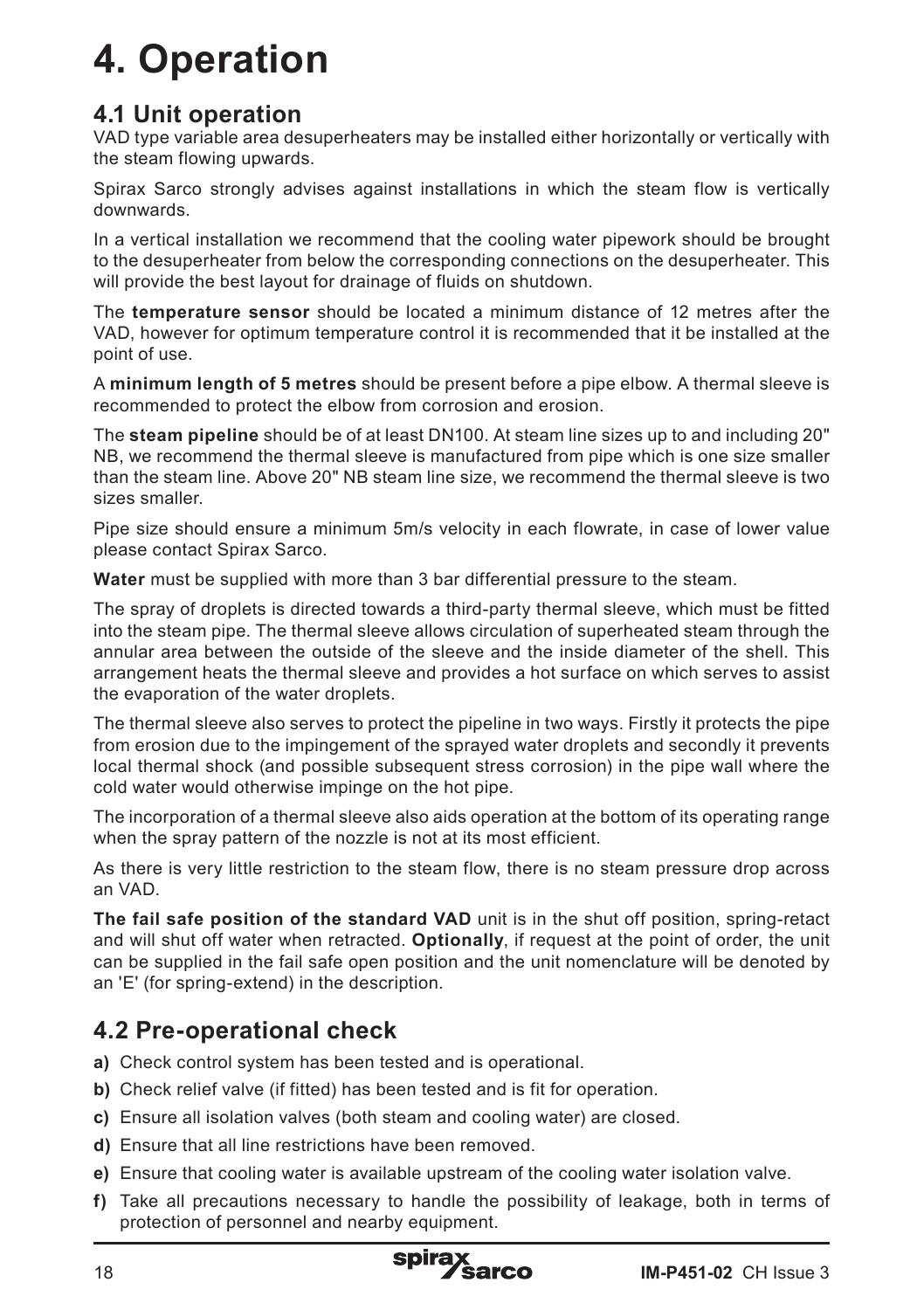# 4. Operation

## 4.1 Unit operation

VAD type variable area desuperheaters may be installed either horizontally or vertically with the steam flowing upwards.

Spirax Sarco strongly advises against installations in which the steam flow is vertically downwards.

In a vertical installation we recommend that the cooling water pipework should be brought to the desuperheater from below the corresponding connections on the desuperheater. This will provide the best layout for drainage of fluids on shutdown.

The **temperature sensor** should be located a minimum distance of 12 metres after the VAD, however for optimum temperature control it is recommended that it be installed at the point of use.

A **minimum length of 5 metres** should be present before a pipe elbow. A thermal sleeve is recommended to protect the elbow from corrosion and erosion.

The **steam pipeline** should be of at least DN100. At steam line sizes up to and including 20" NB, we recommend the thermal sleeve is manufactured from pipe which is one size smaller than the steam line. Above 20" NB steam line size, we recommend the thermal sleeve is two sizes smaller.

Pipe size should ensure a minimum 5m/s velocity in each flowrate, in case of lower value please contact Spirax Sarco.

**Water** must be supplied with more than 3 bar differential pressure to the steam.

The spray of droplets is directed towards a third-party thermal sleeve, which must be fitted into the steam pipe. The thermal sleeve allows circulation of superheated steam through the annular area between the outside of the sleeve and the inside diameter of the shell. This arrangement heats the thermal sleeve and provides a hot surface on which serves to assist the evaporation of the water droplets.

The thermal sleeve also serves to protect the pipeline in two ways. Firstly it protects the pipe from erosion due to the impingement of the sprayed water droplets and secondly it prevents local thermal shock (and possible subsequent stress corrosion) in the pipe wall where the cold water would otherwise impinge on the hot pipe.

The incorporation of a thermal sleeve also aids operation at the bottom of its operating range when the spray pattern of the nozzle is not at its most efficient.

As there is very little restriction to the steam flow, there is no steam pressure drop across an VAD.

**The fail safe position of the standard VAD** unit is in the shut off position, spring-retact and will shut off water when retracted. **Optionally**, if request at the point of order, the unit can be supplied in the fail safe open position and the unit nomenclature will be denoted by an 'E' (for spring-extend) in the description.

## 4.2 Pre-operational check

**a)** Check control system has been tested and is operational.

**b)** Check relief valve (if fitted) has been tested and is fit for operation.

**c)** Ensure all isolation valves (both steam and cooling water) are closed.

**d)** Ensure that all line restrictions have been removed.

**e)** Ensure that cooling water is available upstream of the cooling water isolation valve.

**f)** Take all precautions necessary to handle the possibility of leakage, both in terms of protection of personnel and nearby equipment.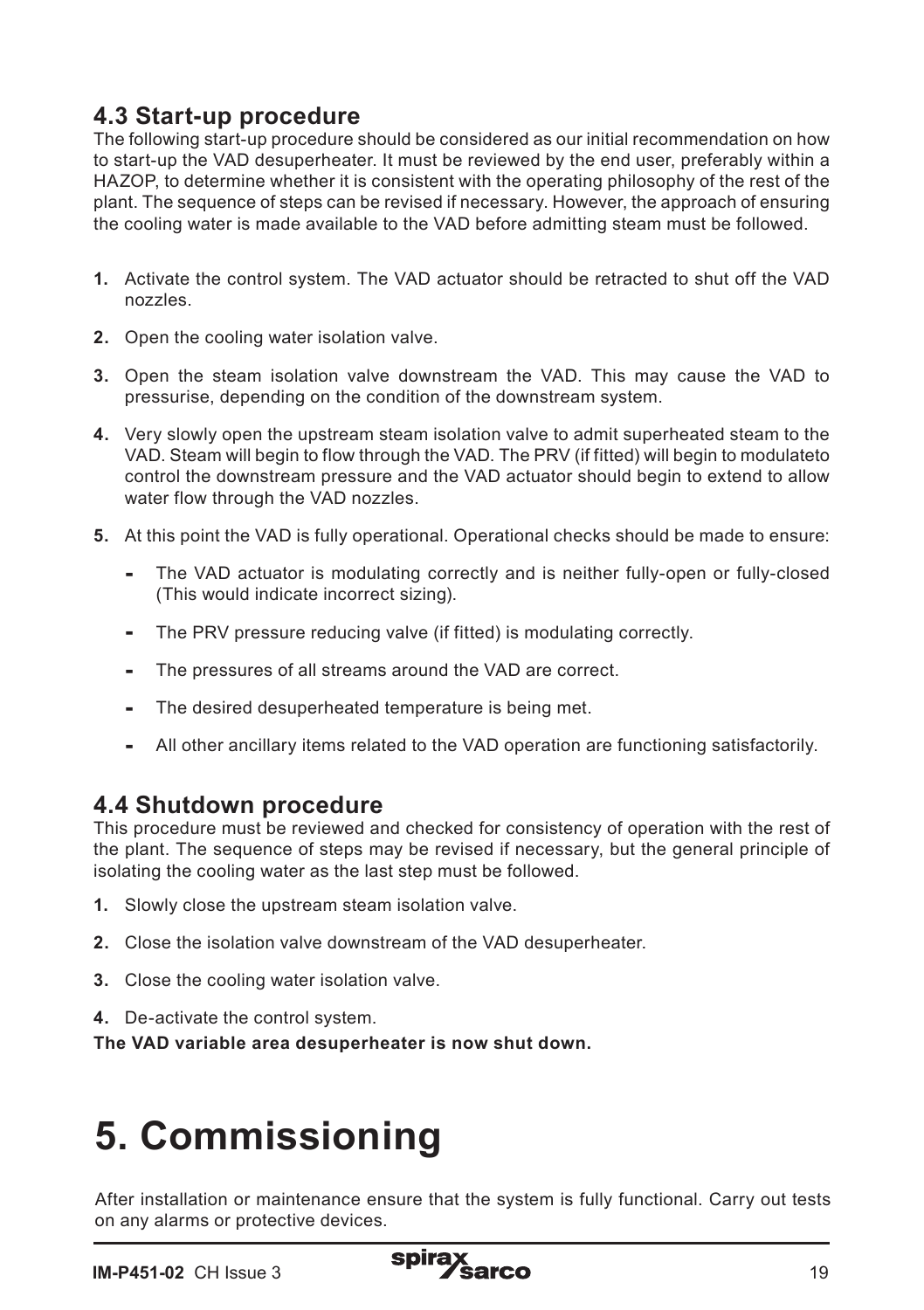## 4.3 Start-up procedure

The following start-up procedure should be considered as our initial recommendation on how to start-up the VAD desuperheater. It must be reviewed by the end user, preferably within a HAZOP, to determine whether it is consistent with the operating philosophy of the rest of the plant. The sequence of steps can be revised if necessary. However, the approach of ensuring the cooling water is made available to the VAD before admitting steam must be followed.

1. Activate the control system. The VAD actuator should be retracted to shut off the VAD nozzles.
2. Open the cooling water isolation valve.
3. Open the steam isolation valve downstream the VAD. This may cause the VAD to pressurise, depending on the condition of the downstream system.
4. Very slowly open the upstream steam isolation valve to admit superheated steam to the VAD. Steam will begin to flow through the VAD. The PRV (if fitted) will begin to modulateto control the downstream pressure and the VAD actuator should begin to extend to allow water flow through the VAD nozzles.
5. At this point the VAD is fully operational. Operational checks should be made to ensure:
   - The VAD actuator is modulating correctly and is neither fully-open or fully-closed (This would indicate incorrect sizing).
   - The PRV pressure reducing valve (if fitted) is modulating correctly.
   - The pressures of all streams around the VAD are correct.
   - The desired desuperheated temperature is being met.
   - All other ancillary items related to the VAD operation are functioning satisfactorily.

## 4.4 Shutdown procedure

This procedure must be reviewed and checked for consistency of operation with the rest of the plant. The sequence of steps may be revised if necessary, but the general principle of isolating the cooling water as the last step must be followed.

1. Slowly close the upstream steam isolation valve.
2. Close the isolation valve downstream of the VAD desuperheater.
3. Close the cooling water isolation valve.
4. De-activate the control system.

**The VAD variable area desuperheater is now shut down.**

# 5. Commissioning

After installation or maintenance ensure that the system is fully functional. Carry out tests on any alarms or protective devices.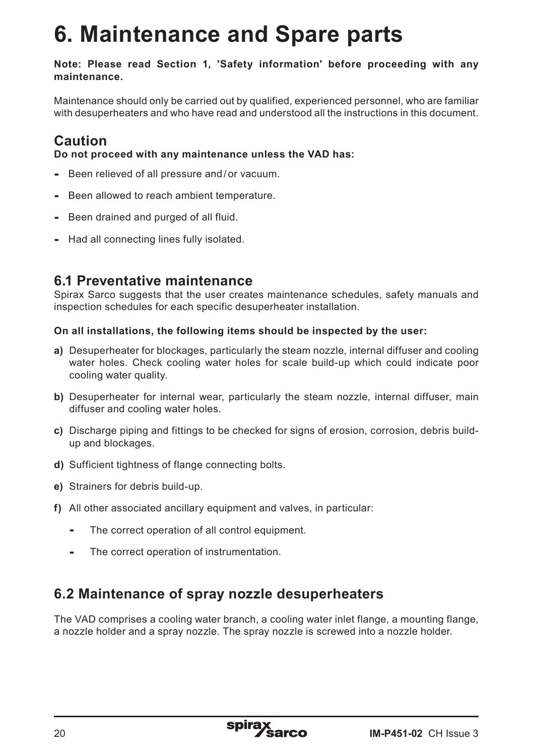# 6. Maintenance and Spare parts

**Note: Please read Section 1, 'Safety information' before proceeding with any maintenance.**

Maintenance should only be carried out by qualified, experienced personnel, who are familiar with desuperheaters and who have read and understood all the instructions in this document.

## Caution

**Do not proceed with any maintenance unless the VAD has:**

- Been relieved of all pressure and / or vacuum.
- Been allowed to reach ambient temperature.
- Been drained and purged of all fluid.
- Had all connecting lines fully isolated.

## 6.1 Preventative maintenance

Spirax Sarco suggests that the user creates maintenance schedules, safety manuals and inspection schedules for each specific desuperheater installation.

**On all installations, the following items should be inspected by the user:**

**a)** Desuperheater for blockages, particularly the steam nozzle, internal diffuser and cooling water holes. Check cooling water holes for scale build-up which could indicate poor cooling water quality.

**b)** Desuperheater for internal wear, particularly the steam nozzle, internal diffuser, main diffuser and cooling water holes.

**c)** Discharge piping and fittings to be checked for signs of erosion, corrosion, debris build-up and blockages.

**d)** Sufficient tightness of flange connecting bolts.

**e)** Strainers for debris build-up.

**f)** All other associated ancillary equipment and valves, in particular:

- The correct operation of all control equipment.
- The correct operation of instrumentation.

## 6.2 Maintenance of spray nozzle desuperheaters

The VAD comprises a cooling water branch, a cooling water inlet flange, a mounting flange, a nozzle holder and a spray nozzle. The spray nozzle is screwed into a nozzle holder.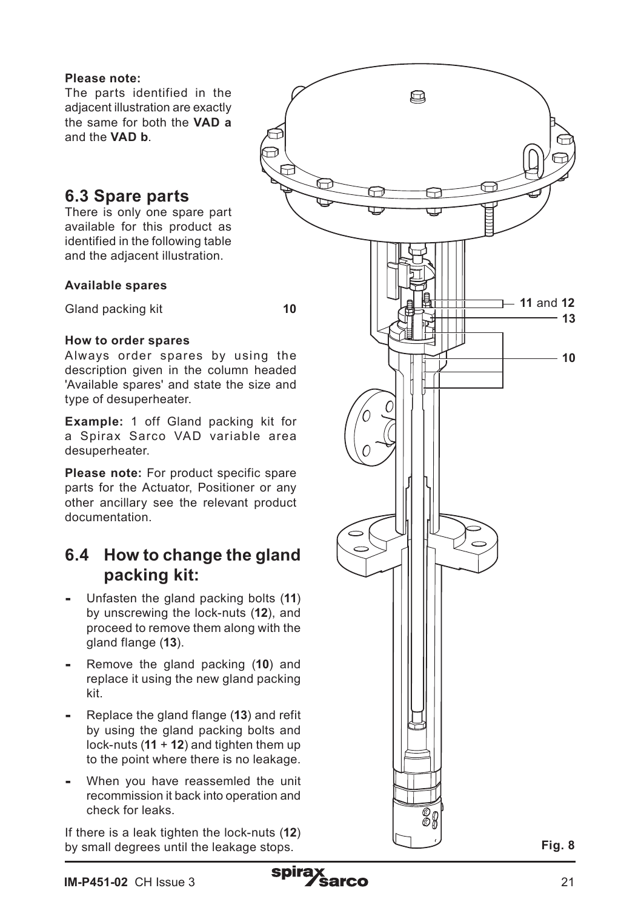**Please note:**
The parts identified in the adjacent illustration are exactly the same for both the **VAD a** and the **VAD b**.

## 6.3 Spare parts

There is only one spare part available for this product as identified in the following table and the adjacent illustration.

**Available spares**

| | |
|---|---|
| Gland packing kit | **10** |

**How to order spares**

Always order spares by using the description given in the column headed 'Available spares' and state the size and type of desuperheater.

**Example:** 1 off Gland packing kit for a Spirax Sarco VAD variable area desuperheater.

**Please note:** For product specific spare parts for the Actuator, Positioner or any other ancillary see the relevant product documentation.

## 6.4 How to change the gland packing kit:

- Unfasten the gland packing bolts (**11**) by unscrewing the lock-nuts (**12**), and proceed to remove them along with the gland flange (**13**).
- Remove the gland packing (**10**) and replace it using the new gland packing kit.
- Replace the gland flange (**13**) and refit by using the gland packing bolts and lock-nuts (**11** + **12**) and tighten them up to the point where there is no leakage.
- When you have reassemled the unit recommission it back into operation and check for leaks.

If there is a leak tighten the lock-nuts (**12**) by small degrees until the leakage stops.

**11** and **12**
**13**
**10**

**Fig. 8**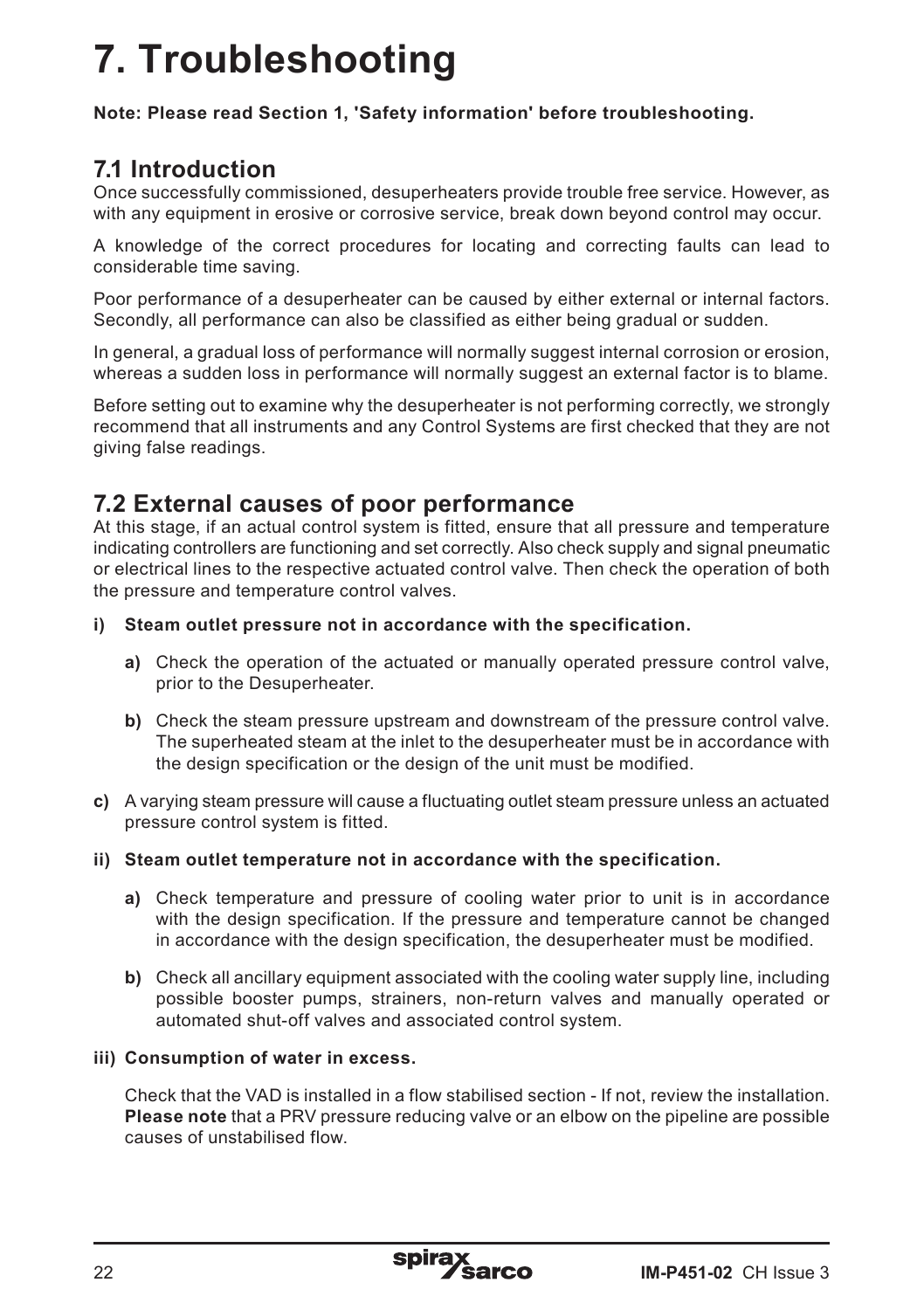# 7. Troubleshooting

**Note: Please read Section 1, 'Safety information' before troubleshooting.**

## 7.1 Introduction

Once successfully commissioned, desuperheaters provide trouble free service. However, as with any equipment in erosive or corrosive service, break down beyond control may occur.

A knowledge of the correct procedures for locating and correcting faults can lead to considerable time saving.

Poor performance of a desuperheater can be caused by either external or internal factors. Secondly, all performance can also be classified as either being gradual or sudden.

In general, a gradual loss of performance will normally suggest internal corrosion or erosion, whereas a sudden loss in performance will normally suggest an external factor is to blame.

Before setting out to examine why the desuperheater is not performing correctly, we strongly recommend that all instruments and any Control Systems are first checked that they are not giving false readings.

## 7.2 External causes of poor performance

At this stage, if an actual control system is fitted, ensure that all pressure and temperature indicating controllers are functioning and set correctly. Also check supply and signal pneumatic or electrical lines to the respective actuated control valve. Then check the operation of both the pressure and temperature control valves.

**i) Steam outlet pressure not in accordance with the specification.**

**a)** Check the operation of the actuated or manually operated pressure control valve, prior to the Desuperheater.

**b)** Check the steam pressure upstream and downstream of the pressure control valve. The superheated steam at the inlet to the desuperheater must be in accordance with the design specification or the design of the unit must be modified.

**c)** A varying steam pressure will cause a fluctuating outlet steam pressure unless an actuated pressure control system is fitted.

**ii) Steam outlet temperature not in accordance with the specification.**

**a)** Check temperature and pressure of cooling water prior to unit is in accordance with the design specification. If the pressure and temperature cannot be changed in accordance with the design specification, the desuperheater must be modified.

**b)** Check all ancillary equipment associated with the cooling water supply line, including possible booster pumps, strainers, non-return valves and manually operated or automated shut-off valves and associated control system.

**iii) Consumption of water in excess.**

Check that the VAD is installed in a flow stabilised section - If not, review the installation. **Please note** that a PRV pressure reducing valve or an elbow on the pipeline are possible causes of unstabilised flow.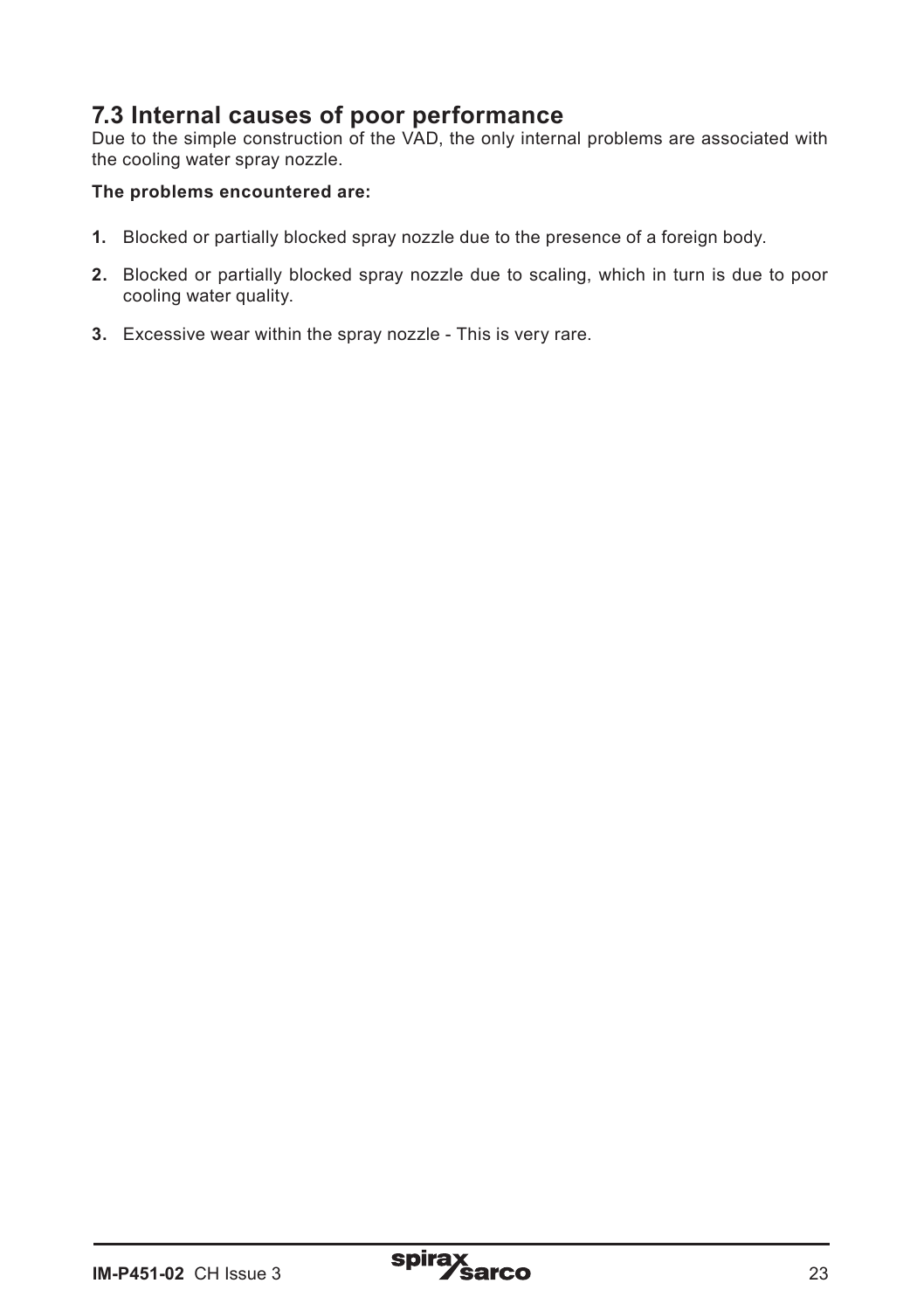## 7.3 Internal causes of poor performance

Due to the simple construction of the VAD, the only internal problems are associated with the cooling water spray nozzle.

**The problems encountered are:**

1. Blocked or partially blocked spray nozzle due to the presence of a foreign body.
2. Blocked or partially blocked spray nozzle due to scaling, which in turn is due to poor cooling water quality.
3. Excessive wear within the spray nozzle - This is very rare.